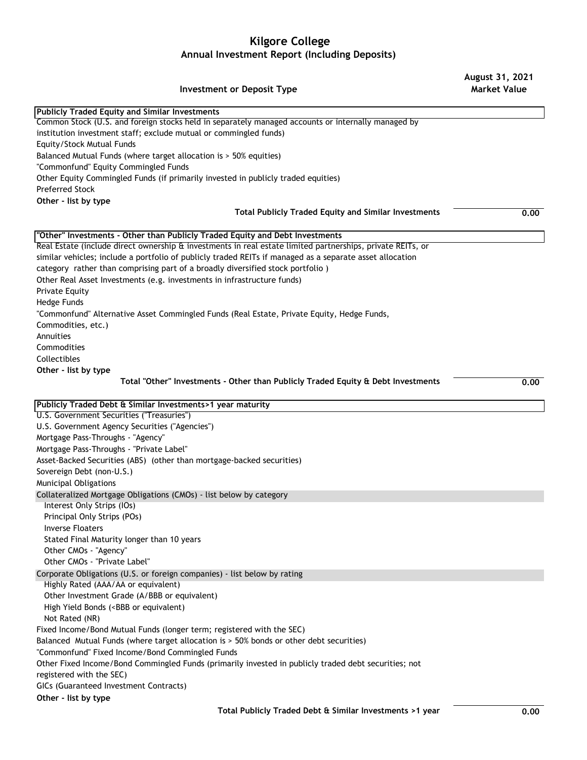# Kilgore College

## Annual Investment Report (Including Deposits)

| Investment or Deposit Type | August 31, 2021 Market Value |
|---|---|
| **Publicly Traded Equity and Similar Investments** | |
| Common Stock (U.S. and foreign stocks held in separately managed accounts or internally managed by institution investment staff; exclude mutual or commingled funds) | |
| Equity/Stock Mutual Funds | |
| Balanced Mutual Funds (where target allocation is > 50% equities) | |
| "Commonfund" Equity Commingled Funds | |
| Other Equity Commingled Funds (if primarily invested in publicly traded equities) | |
| Preferred Stock | |
| **Other - list by type** | |
| **Total Publicly Traded Equity and Similar Investments** | **0.00** |
| **"Other" Investments - Other than Publicly Traded Equity and Debt Investments** | |
| Real Estate (include direct ownership & investments in real estate limited partnerships, private REITs, or similar vehicles; include a portfolio of publicly traded REITs if managed as a separate asset allocation category rather than comprising part of a broadly diversified stock portfolio ) | |
| Other Real Asset Investments (e.g. investments in infrastructure funds) | |
| Private Equity | |
| Hedge Funds | |
| "Commonfund" Alternative Asset Commingled Funds (Real Estate, Private Equity, Hedge Funds, Commodities, etc.) | |
| Annuities | |
| Commodities | |
| Collectibles | |
| **Other - list by type** | |
| **Total "Other" Investments - Other than Publicly Traded Equity & Debt Investments** | **0.00** |
| **Publicly Traded Debt & Similar Investments>1 year maturity** | |
| U.S. Government Securities ("Treasuries") | |
| U.S. Government Agency Securities ("Agencies") | |
| Mortgage Pass-Throughs - "Agency" | |
| Mortgage Pass-Throughs - "Private Label" | |
| Asset-Backed Securities (ABS) (other than mortgage-backed securities) | |
| Sovereign Debt (non-U.S.) | |
| Municipal Obligations | |
| Collateralized Mortgage Obligations (CMOs) - list below by category | |
| Interest Only Strips (IOs) | |
| Principal Only Strips (POs) | |
| Inverse Floaters | |
| Stated Final Maturity longer than 10 years | |
| Other CMOs - "Agency" | |
| Other CMOs - "Private Label" | |
| Corporate Obligations (U.S. or foreign companies) - list below by rating | |
| Highly Rated (AAA/AA or equivalent) | |
| Other Investment Grade (A/BBB or equivalent) | |
| High Yield Bonds (<BBB or equivalent) | |
| Not Rated (NR) | |
| Fixed Income/Bond Mutual Funds (longer term; registered with the SEC) | |
| Balanced Mutual Funds (where target allocation is > 50% bonds or other debt securities) | |
| "Commonfund" Fixed Income/Bond Commingled Funds | |
| Other Fixed Income/Bond Commingled Funds (primarily invested in publicly traded debt securities; not registered with the SEC) | |
| GICs (Guaranteed Investment Contracts) | |
| **Other - list by type** | |
| **Total Publicly Traded Debt & Similar Investments >1 year** | **0.00** |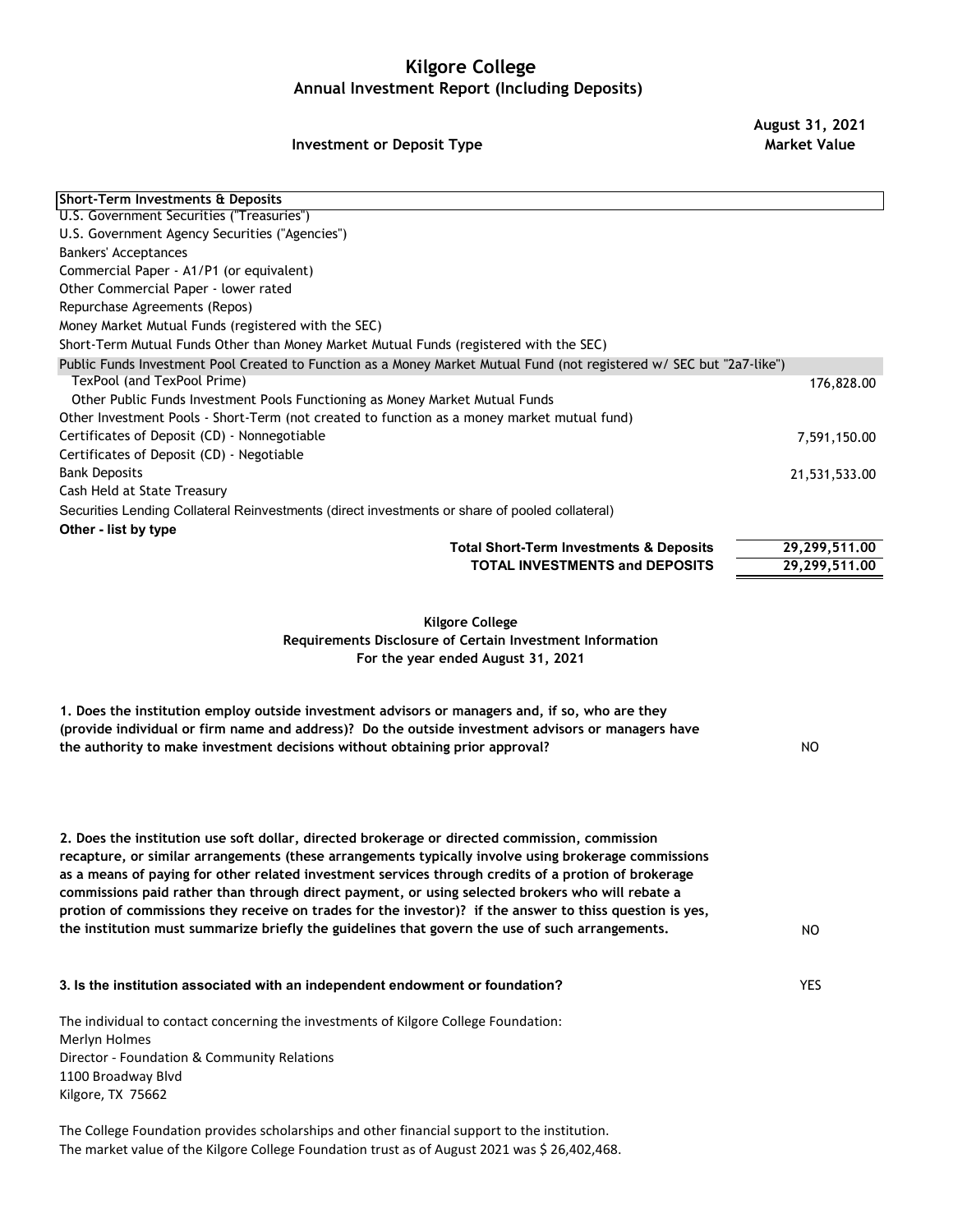# Kilgore College

## Annual Investment Report (Including Deposits)

| Investment or Deposit Type | August 31, 2021 Market Value |
|---|---|
| **Short-Term Investments & Deposits** | |
| U.S. Government Securities ("Treasuries") | |
| U.S. Government Agency Securities ("Agencies") | |
| Bankers' Acceptances | |
| Commercial Paper - A1/P1 (or equivalent) | |
| Other Commercial Paper - lower rated | |
| Repurchase Agreements (Repos) | |
| Money Market Mutual Funds (registered with the SEC) | |
| Short-Term Mutual Funds Other than Money Market Mutual Funds (registered with the SEC) | |
| Public Funds Investment Pool Created to Function as a Money Market Mutual Fund (not registered w/ SEC but "2a7-like") | |
| TexPool (and TexPool Prime) | 176,828.00 |
| Other Public Funds Investment Pools Functioning as Money Market Mutual Funds | |
| Other Investment Pools - Short-Term (not created to function as a money market mutual fund) | |
| Certificates of Deposit (CD) - Nonnegotiable | 7,591,150.00 |
| Certificates of Deposit (CD) - Negotiable | |
| Bank Deposits | 21,531,533.00 |
| Cash Held at State Treasury | |
| Securities Lending Collateral Reinvestments (direct investments or share of pooled collateral) | |
| **Other - list by type** | |
| **Total Short-Term Investments & Deposits** | **29,299,511.00** |
| **TOTAL INVESTMENTS and DEPOSITS** | **29,299,511.00** |

## Kilgore College
### Requirements Disclosure of Certain Investment Information
### For the year ended August 31, 2021

**1. Does the institution employ outside investment advisors or managers and, if so, who are they (provide individual or firm name and address)? Do the outside investment advisors or managers have the authority to make investment decisions without obtaining prior approval?**

NO

**2. Does the institution use soft dollar, directed brokerage or directed commission, commission recapture, or similar arrangements (these arrangements typically involve using brokerage commissions as a means of paying for other related investment services through credits of a protion of brokerage commissions paid rather than through direct payment, or using selected brokers who will rebate a protion of commissions they receive on trades for the investor)? if the answer to thiss question is yes, the institution must summarize briefly the guidelines that govern the use of such arrangements.**

NO

**3. Is the institution associated with an independent endowment or foundation?**

YES

The individual to contact concerning the investments of Kilgore College Foundation:
Merlyn Holmes
Director - Foundation & Community Relations
1100 Broadway Blvd
Kilgore, TX 75662

The College Foundation provides scholarships and other financial support to the institution.
The market value of the Kilgore College Foundation trust as of August 2021 was $ 26,402,468.